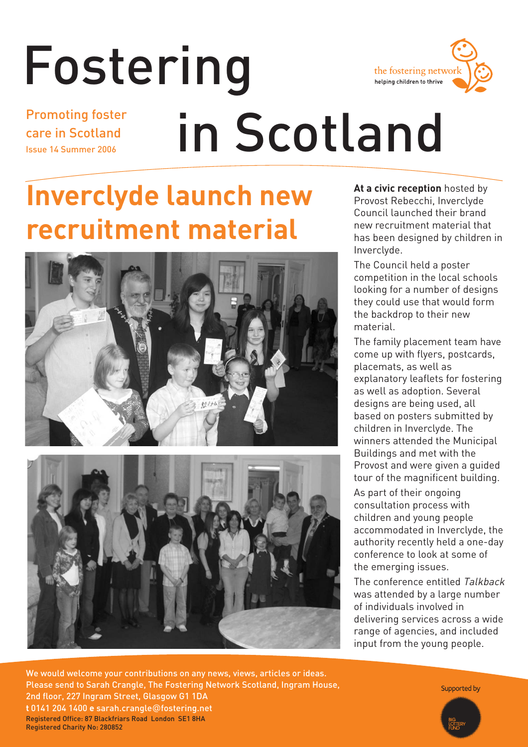# Fostering in Scotland

Promoting foster care in Scotland
Issue 14 Summer 2006

the fostering network
helping children to thrive

## Inverclyde launch new recruitment material

**At a civic reception** hosted by Provost Rebecchi, Inverclyde Council launched their brand new recruitment material that has been designed by children in Inverclyde.

The Council held a poster competition in the local schools looking for a number of designs they could use that would form the backdrop to their new material.

The family placement team have come up with flyers, postcards, placemats, as well as explanatory leaflets for fostering as well as adoption. Several designs are being used, all based on posters submitted by children in Inverclyde. The winners attended the Municipal Buildings and met with the Provost and were given a guided tour of the magnificent building.

As part of their ongoing consultation process with children and young people accommodated in Inverclyde, the authority recently held a one-day conference to look at some of the emerging issues.

The conference entitled *Talkback* was attended by a large number of individuals involved in delivering services across a wide range of agencies, and included input from the young people.

We would welcome your contributions on any news, views, articles or ideas. Please send to Sarah Crangle, The Fostering Network Scotland, Ingram House, 2nd floor, 227 Ingram Street, Glasgow G1 1DA
**t** 0141 204 1400 **e** sarah.crangle@fostering.net
Registered Office: 87 Blackfriars Road London SE1 8HA
Registered Charity No: 280852

Supported by Big Lottery Fund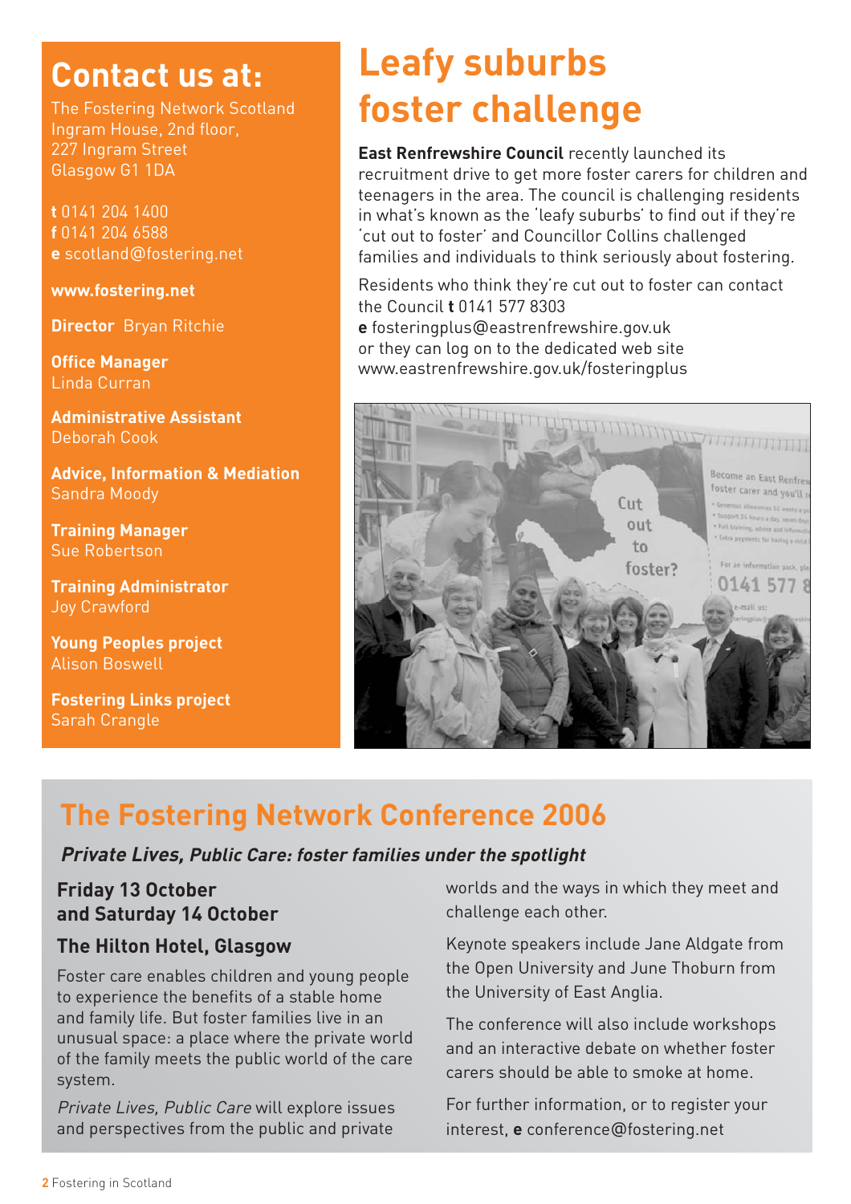## Contact us at:

The Fostering Network Scotland
Ingram House, 2nd floor,
227 Ingram Street
Glasgow G1 1DA

**t** 0141 204 1400
**f** 0141 204 6588
**e** scotland@fostering.net

**www.fostering.net**

**Director** Bryan Ritchie

**Office Manager**
Linda Curran

**Administrative Assistant**
Deborah Cook

**Advice, Information & Mediation**
Sandra Moody

**Training Manager**
Sue Robertson

**Training Administrator**
Joy Crawford

**Young Peoples project**
Alison Boswell

**Fostering Links project**
Sarah Crangle

# Leafy suburbs foster challenge

**East Renfrewshire Council** recently launched its recruitment drive to get more foster carers for children and teenagers in the area. The council is challenging residents in what's known as the 'leafy suburbs' to find out if they're 'cut out to foster' and Councillor Collins challenged families and individuals to think seriously about fostering.

Residents who think they're cut out to foster can contact the Council **t** 0141 577 8303
**e** fosteringplus@eastrenfrewshire.gov.uk
or they can log on to the dedicated web site
www.eastrenfrewshire.gov.uk/fosteringplus

## The Fostering Network Conference 2006

***Private Lives, Public Care: foster families under the spotlight***

### Friday 13 October and Saturday 14 October

### The Hilton Hotel, Glasgow

Foster care enables children and young people to experience the benefits of a stable home and family life. But foster families live in an unusual space: a place where the private world of the family meets the public world of the care system.

*Private Lives, Public Care* will explore issues and perspectives from the public and private worlds and the ways in which they meet and challenge each other.

Keynote speakers include Jane Aldgate from the Open University and June Thoburn from the University of East Anglia.

The conference will also include workshops and an interactive debate on whether foster carers should be able to smoke at home.

For further information, or to register your interest, **e** conference@fostering.net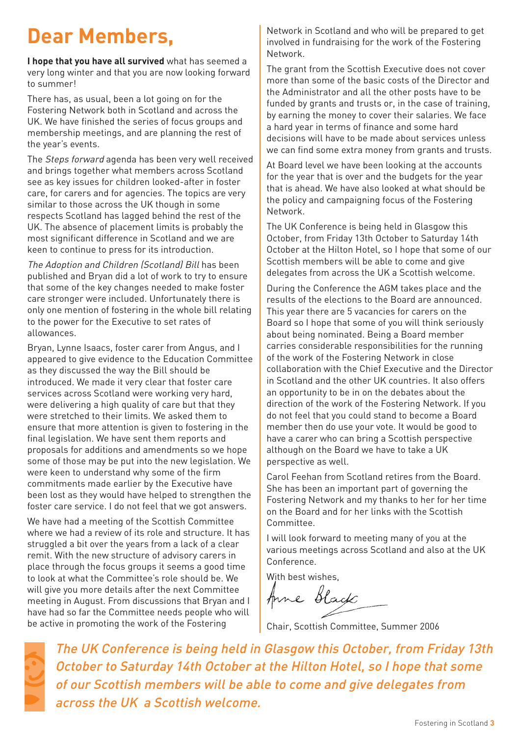# Dear Members,

**I hope that you have all survived** what has seemed a very long winter and that you are now looking forward to summer!

There has, as usual, been a lot going on for the Fostering Network both in Scotland and across the UK. We have finished the series of focus groups and membership meetings, and are planning the rest of the year's events.

The *Steps forward* agenda has been very well received and brings together what members across Scotland see as key issues for children looked-after in foster care, for carers and for agencies. The topics are very similar to those across the UK though in some respects Scotland has lagged behind the rest of the UK. The absence of placement limits is probably the most significant difference in Scotland and we are keen to continue to press for its introduction.

*The Adoption and Children (Scotland) Bill* has been published and Bryan did a lot of work to try to ensure that some of the key changes needed to make foster care stronger were included. Unfortunately there is only one mention of fostering in the whole bill relating to the power for the Executive to set rates of allowances.

Bryan, Lynne Isaacs, foster carer from Angus, and I appeared to give evidence to the Education Committee as they discussed the way the Bill should be introduced. We made it very clear that foster care services across Scotland were working very hard, were delivering a high quality of care but that they were stretched to their limits. We asked them to ensure that more attention is given to fostering in the final legislation. We have sent them reports and proposals for additions and amendments so we hope some of those may be put into the new legislation. We were keen to understand why some of the firm commitments made earlier by the Executive have been lost as they would have helped to strengthen the foster care service. I do not feel that we got answers.

We have had a meeting of the Scottish Committee where we had a review of its role and structure. It has struggled a bit over the years from a lack of a clear remit. With the new structure of advisory carers in place through the focus groups it seems a good time to look at what the Committee's role should be. We will give you more details after the next Committee meeting in August. From discussions that Bryan and I have had so far the Committee needs people who will be active in promoting the work of the Fostering Network in Scotland and who will be prepared to get involved in fundraising for the work of the Fostering Network.

The grant from the Scottish Executive does not cover more than some of the basic costs of the Director and the Administrator and all the other posts have to be funded by grants and trusts or, in the case of training, by earning the money to cover their salaries. We face a hard year in terms of finance and some hard decisions will have to be made about services unless we can find some extra money from grants and trusts.

At Board level we have been looking at the accounts for the year that is over and the budgets for the year that is ahead. We have also looked at what should be the policy and campaigning focus of the Fostering Network.

The UK Conference is being held in Glasgow this October, from Friday 13th October to Saturday 14th October at the Hilton Hotel, so I hope that some of our Scottish members will be able to come and give delegates from across the UK a Scottish welcome.

During the Conference the AGM takes place and the results of the elections to the Board are announced. This year there are 5 vacancies for carers on the Board so I hope that some of you will think seriously about being nominated. Being a Board member carries considerable responsibilities for the running of the work of the Fostering Network in close collaboration with the Chief Executive and the Director in Scotland and the other UK countries. It also offers an opportunity to be in on the debates about the direction of the work of the Fostering Network. If you do not feel that you could stand to become a Board member then do use your vote. It would be good to have a carer who can bring a Scottish perspective although on the Board we have to take a UK perspective as well.

Carol Feehan from Scotland retires from the Board. She has been an important part of governing the Fostering Network and my thanks to her for her time on the Board and for her links with the Scottish Committee.

I will look forward to meeting many of you at the various meetings across Scotland and also at the UK Conference.

With best wishes,

Anne Black

Chair, Scottish Committee, Summer 2006

*The UK Conference is being held in Glasgow this October, from Friday 13th October to Saturday 14th October at the Hilton Hotel, so I hope that some of our Scottish members will be able to come and give delegates from across the UK a Scottish welcome.*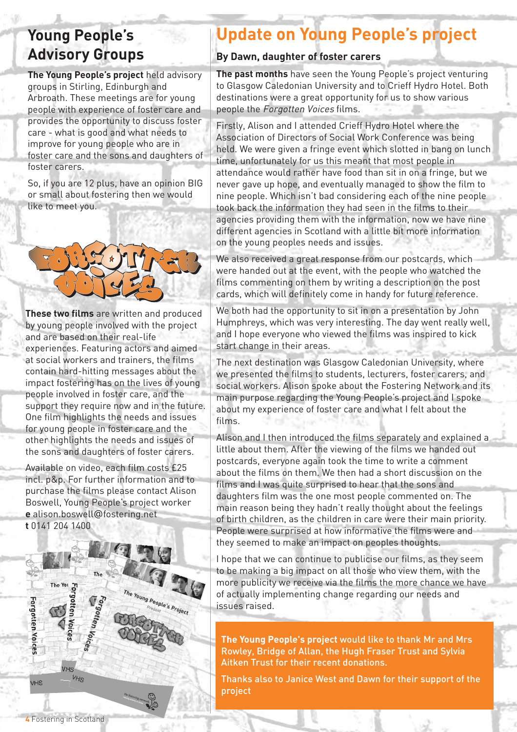## Young People's Advisory Groups

**The Young People's project** held advisory groups in Stirling, Edinburgh and Arbroath. These meetings are for young people with experience of foster care and provides the opportunity to discuss foster care - what is good and what needs to improve for young people who are in foster care and the sons and daughters of foster carers.

So, if you are 12 plus, have an opinion BIG or small about fostering then we would like to meet you.

**These two films** are written and produced by young people involved with the project and are based on their real-life experiences. Featuring actors and aimed at social workers and trainers, the films contain hard-hitting messages about the impact fostering has on the lives of young people involved in foster care, and the support they require now and in the future. One film highlights the needs and issues for young people in foster care and the other highlights the needs and issues of the sons and daughters of foster carers.

Available on video, each film costs £25 incl. p&p. For further information and to purchase the films please contact Alison Boswell, Young People's project worker
**e** alison.boswell@fostering.net
**t** 0141 204 1400

# Update on Young People's project

### By Dawn, daughter of foster carers

**The past months** have seen the Young People's project venturing to Glasgow Caledonian University and to Crieff Hydro Hotel. Both destinations were a great opportunity for us to show various people the *Forgotten Voices* films.

Firstly, Alison and I attended Crieff Hydro Hotel where the Association of Directors of Social Work Conference was being held. We were given a fringe event which slotted in bang on lunch time, unfortunately for us this meant that most people in attendance would rather have food than sit in on a fringe, but we never gave up hope, and eventually managed to show the film to nine people. Which isn't bad considering each of the nine people took back the information they had seen in the films to their agencies providing them with the information, now we have nine different agencies in Scotland with a little bit more information on the young peoples needs and issues.

We also received a great response from our postcards, which were handed out at the event, with the people who watched the films commenting on them by writing a description on the post cards, which will definitely come in handy for future reference.

We both had the opportunity to sit in on a presentation by John Humphreys, which was very interesting. The day went really well, and I hope everyone who viewed the films was inspired to kick start change in their areas.

The next destination was Glasgow Caledonian University, where we presented the films to students, lecturers, foster carers, and social workers. Alison spoke about the Fostering Network and its main purpose regarding the Young People's project and I spoke about my experience of foster care and what I felt about the films.

Alison and I then introduced the films separately and explained a little about them. After the viewing of the films we handed out postcards, everyone again took the time to write a comment about the films on them. We then had a short discussion on the films and I was quite surprised to hear that the sons and daughters film was the one most people commented on. The main reason being they hadn't really thought about the feelings of birth children, as the children in care were their main priority. People were surprised at how informative the films were and they seemed to make an impact on peoples thoughts.

I hope that we can continue to publicise our films, as they seem to be making a big impact on all those who view them, with the more publicity we receive via the films the more chance we have of actually implementing change regarding our needs and issues raised.

**The Young People's project** would like to thank Mr and Mrs Rowley, Bridge of Allan, the Hugh Fraser Trust and Sylvia Aitken Trust for their recent donations.

Thanks also to Janice West and Dawn for their support of the project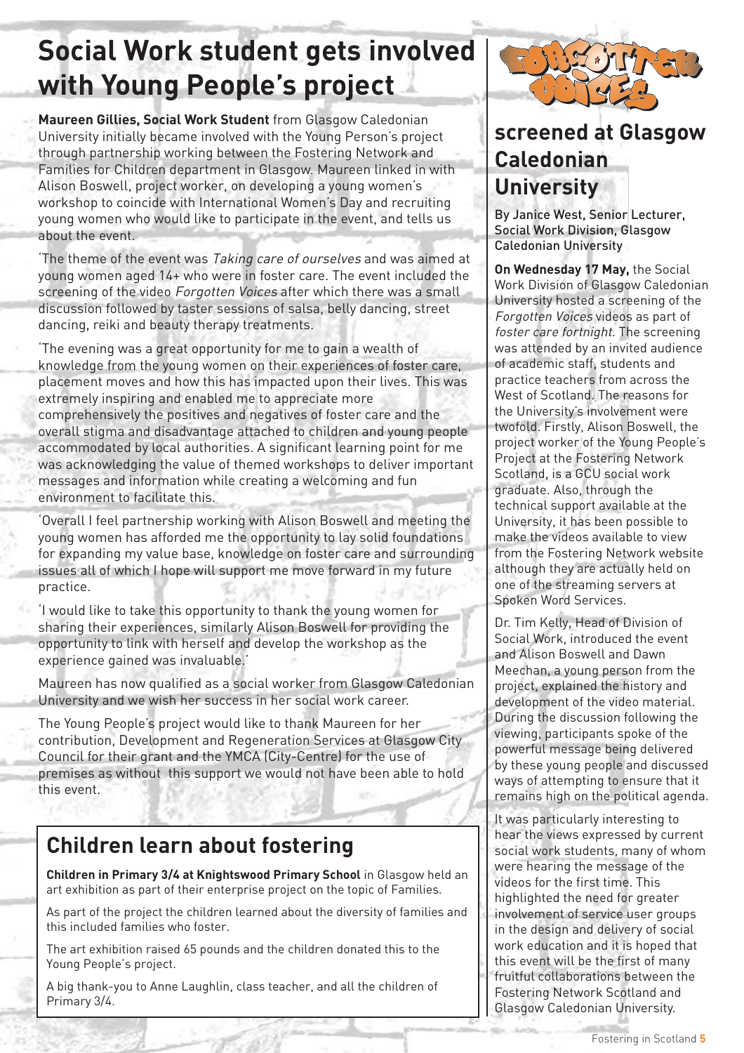# Social Work student gets involved with Young People's project

**Maureen Gillies, Social Work Student** from Glasgow Caledonian University initially became involved with the Young Person's project through partnership working between the Fostering Network and Families for Children department in Glasgow. Maureen linked in with Alison Boswell, project worker, on developing a young women's workshop to coincide with International Women's Day and recruiting young women who would like to participate in the event, and tells us about the event.

'The theme of the event was *Taking care of ourselves* and was aimed at young women aged 14+ who were in foster care. The event included the screening of the video *Forgotten Voices* after which there was a small discussion followed by taster sessions of salsa, belly dancing, street dancing, reiki and beauty therapy treatments.

'The evening was a great opportunity for me to gain a wealth of knowledge from the young women on their experiences of foster care, placement moves and how this has impacted upon their lives. This was extremely inspiring and enabled me to appreciate more comprehensively the positives and negatives of foster care and the overall stigma and disadvantage attached to children and young people accommodated by local authorities. A significant learning point for me was acknowledging the value of themed workshops to deliver important messages and information while creating a welcoming and fun environment to facilitate this.

'Overall I feel partnership working with Alison Boswell and meeting the young women has afforded me the opportunity to lay solid foundations for expanding my value base, knowledge on foster care and surrounding issues all of which I hope will support me move forward in my future practice.

'I would like to take this opportunity to thank the young women for sharing their experiences, similarly Alison Boswell for providing the opportunity to link with herself and develop the workshop as the experience gained was invaluable.'

Maureen has now qualified as a social worker from Glasgow Caledonian University and we wish her success in her social work career.

The Young People's project would like to thank Maureen for her contribution, Development and Regeneration Services at Glasgow City Council for their grant and the YMCA (City-Centre) for the use of premises as without this support we would not have been able to hold this event.

## Children learn about fostering

**Children in Primary 3/4 at Knightswood Primary School** in Glasgow held an art exhibition as part of their enterprise project on the topic of Families.

As part of the project the children learned about the diversity of families and this included families who foster.

The art exhibition raised 65 pounds and the children donated this to the Young People's project.

A big thank-you to Anne Laughlin, class teacher, and all the children of Primary 3/4.

# Forgotten Voices screened at Glasgow Caledonian University

By Janice West, Senior Lecturer, Social Work Division, Glasgow Caledonian University

**On Wednesday 17 May,** the Social Work Division of Glasgow Caledonian University hosted a screening of the *Forgotten Voices* videos as part of *foster care fortnight*. The screening was attended by an invited audience of academic staff, students and practice teachers from across the West of Scotland. The reasons for the University's involvement were twofold. Firstly, Alison Boswell, the project worker of the Young People's Project at the Fostering Network Scotland, is a GCU social work graduate. Also, through the technical support available at the University, it has been possible to make the videos available to view from the Fostering Network website although they are actually held on one of the streaming servers at Spoken Word Services.

Dr. Tim Kelly, Head of Division of Social Work, introduced the event and Alison Boswell and Dawn Meechan, a young person from the project, explained the history and development of the video material. During the discussion following the viewing, participants spoke of the powerful message being delivered by these young people and discussed ways of attempting to ensure that it remains high on the political agenda.

It was particularly interesting to hear the views expressed by current social work students, many of whom were hearing the message of the videos for the first time. This highlighted the need for greater involvement of service user groups in the design and delivery of social work education and it is hoped that this event will be the first of many fruitful collaborations between the Fostering Network Scotland and Glasgow Caledonian University.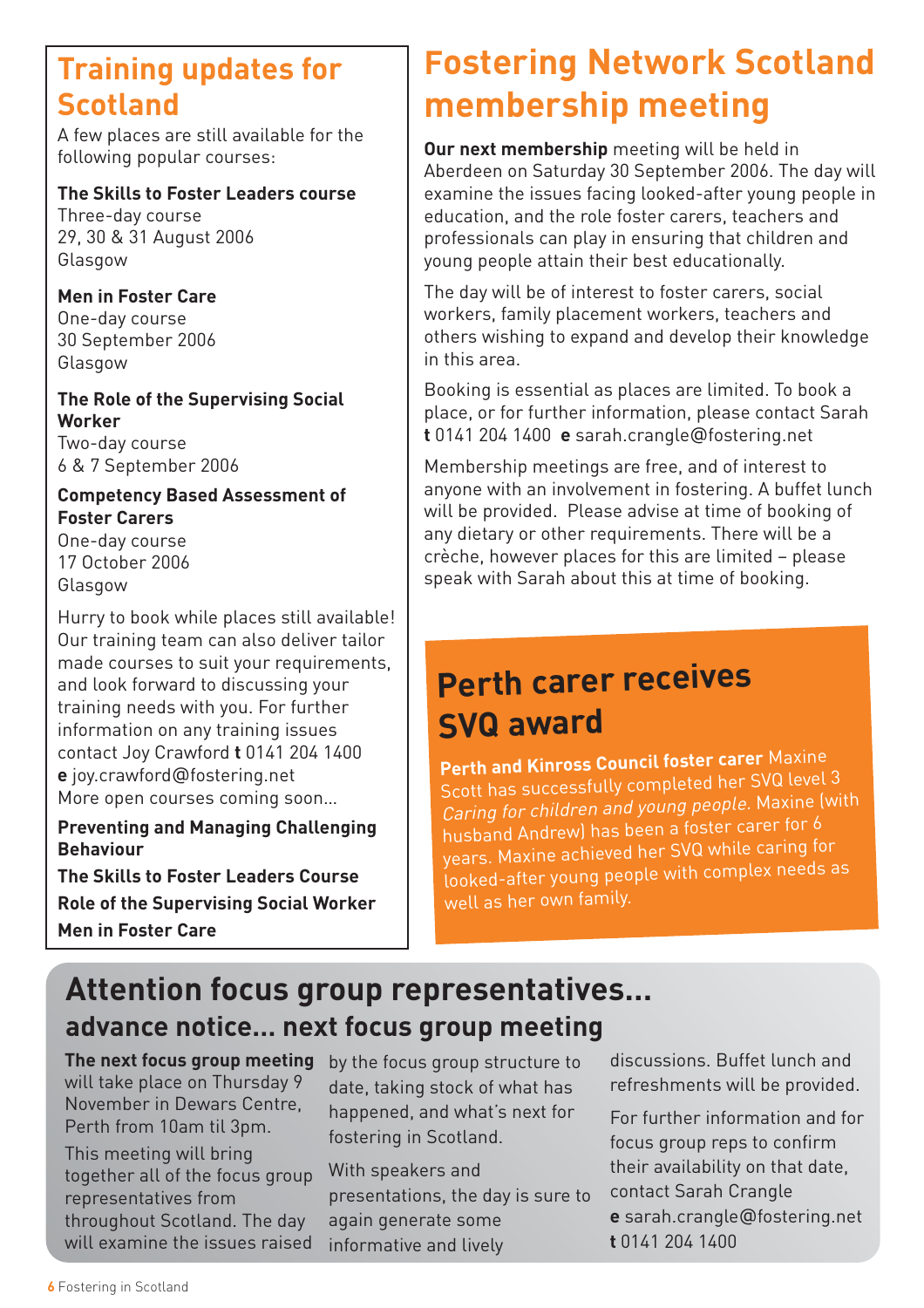## Training updates for Scotland

A few places are still available for the following popular courses:

**The Skills to Foster Leaders course**
Three-day course
29, 30 & 31 August 2006
Glasgow

**Men in Foster Care**
One-day course
30 September 2006
Glasgow

**The Role of the Supervising Social Worker**
Two-day course
6 & 7 September 2006

**Competency Based Assessment of Foster Carers**
One-day course
17 October 2006
Glasgow

Hurry to book while places still available! Our training team can also deliver tailor made courses to suit your requirements, and look forward to discussing your training needs with you. For further information on any training issues contact Joy Crawford **t** 0141 204 1400 **e** joy.crawford@fostering.net
More open courses coming soon...

**Preventing and Managing Challenging Behaviour**

**The Skills to Foster Leaders Course**

**Role of the Supervising Social Worker**

**Men in Foster Care**

# Fostering Network Scotland membership meeting

**Our next membership** meeting will be held in Aberdeen on Saturday 30 September 2006. The day will examine the issues facing looked-after young people in education, and the role foster carers, teachers and professionals can play in ensuring that children and young people attain their best educationally.

The day will be of interest to foster carers, social workers, family placement workers, teachers and others wishing to expand and develop their knowledge in this area.

Booking is essential as places are limited. To book a place, or for further information, please contact Sarah **t** 0141 204 1400 **e** sarah.crangle@fostering.net

Membership meetings are free, and of interest to anyone with an involvement in fostering. A buffet lunch will be provided. Please advise at time of booking of any dietary or other requirements. There will be a crèche, however places for this are limited – please speak with Sarah about this at time of booking.

## Perth carer receives SVQ award

**Perth and Kinross Council foster carer** Maxine Scott has successfully completed her SVQ level 3 *Caring for children and young people*. Maxine (with husband Andrew) has been a foster carer for 6 years. Maxine achieved her SVQ while caring for looked-after young people with complex needs as well as her own family.

## Attention focus group representatives...

### advance notice... next focus group meeting

**The next focus group meeting** will take place on Thursday 9 November in Dewars Centre, Perth from 10am til 3pm.

This meeting will bring together all of the focus group representatives from throughout Scotland. The day will examine the issues raised by the focus group structure to date, taking stock of what has happened, and what's next for fostering in Scotland.

With speakers and presentations, the day is sure to again generate some informative and lively discussions. Buffet lunch and refreshments will be provided.

For further information and for focus group reps to confirm their availability on that date, contact Sarah Crangle
**e** sarah.crangle@fostering.net
**t** 0141 204 1400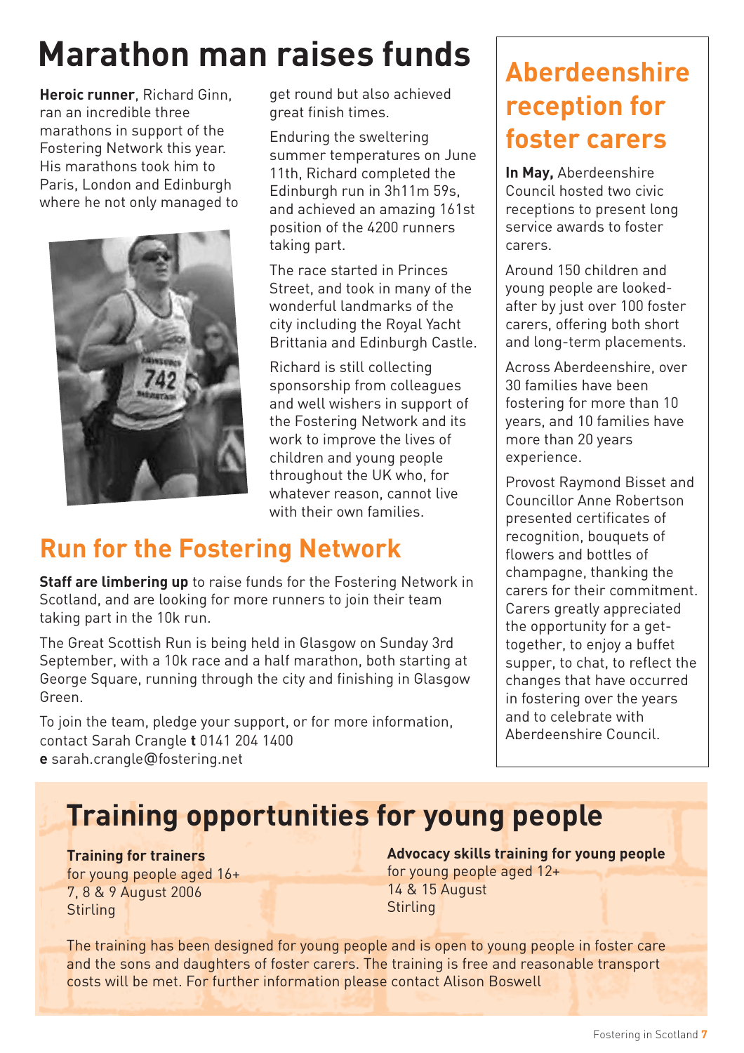# Marathon man raises funds

**Heroic runner**, Richard Ginn, ran an incredible three marathons in support of the Fostering Network this year. His marathons took him to Paris, London and Edinburgh where he not only managed to get round but also achieved great finish times.

Enduring the sweltering summer temperatures on June 11th, Richard completed the Edinburgh run in 3h11m 59s, and achieved an amazing 161st position of the 4200 runners taking part.

The race started in Princes Street, and took in many of the wonderful landmarks of the city including the Royal Yacht Brittania and Edinburgh Castle.

Richard is still collecting sponsorship from colleagues and well wishers in support of the Fostering Network and its work to improve the lives of children and young people throughout the UK who, for whatever reason, cannot live with their own families.

## Run for the Fostering Network

**Staff are limbering up** to raise funds for the Fostering Network in Scotland, and are looking for more runners to join their team taking part in the 10k run.

The Great Scottish Run is being held in Glasgow on Sunday 3rd September, with a 10k race and a half marathon, both starting at George Square, running through the city and finishing in Glasgow Green.

To join the team, pledge your support, or for more information, contact Sarah Crangle **t** 0141 204 1400
**e** sarah.crangle@fostering.net

## Aberdeenshire reception for foster carers

**In May,** Aberdeenshire Council hosted two civic receptions to present long service awards to foster carers.

Around 150 children and young people are looked-after by just over 100 foster carers, offering both short and long-term placements.

Across Aberdeenshire, over 30 families have been fostering for more than 10 years, and 10 families have more than 20 years experience.

Provost Raymond Bisset and Councillor Anne Robertson presented certificates of recognition, bouquets of flowers and bottles of champagne, thanking the carers for their commitment. Carers greatly appreciated the opportunity for a get-together, to enjoy a buffet supper, to chat, to reflect the changes that have occurred in fostering over the years and to celebrate with Aberdeenshire Council.

# Training opportunities for young people

**Training for trainers**
for young people aged 16+
7, 8 & 9 August 2006
Stirling

**Advocacy skills training for young people**
for young people aged 12+
14 & 15 August
Stirling

The training has been designed for young people and is open to young people in foster care and the sons and daughters of foster carers. The training is free and reasonable transport costs will be met. For further information please contact Alison Boswell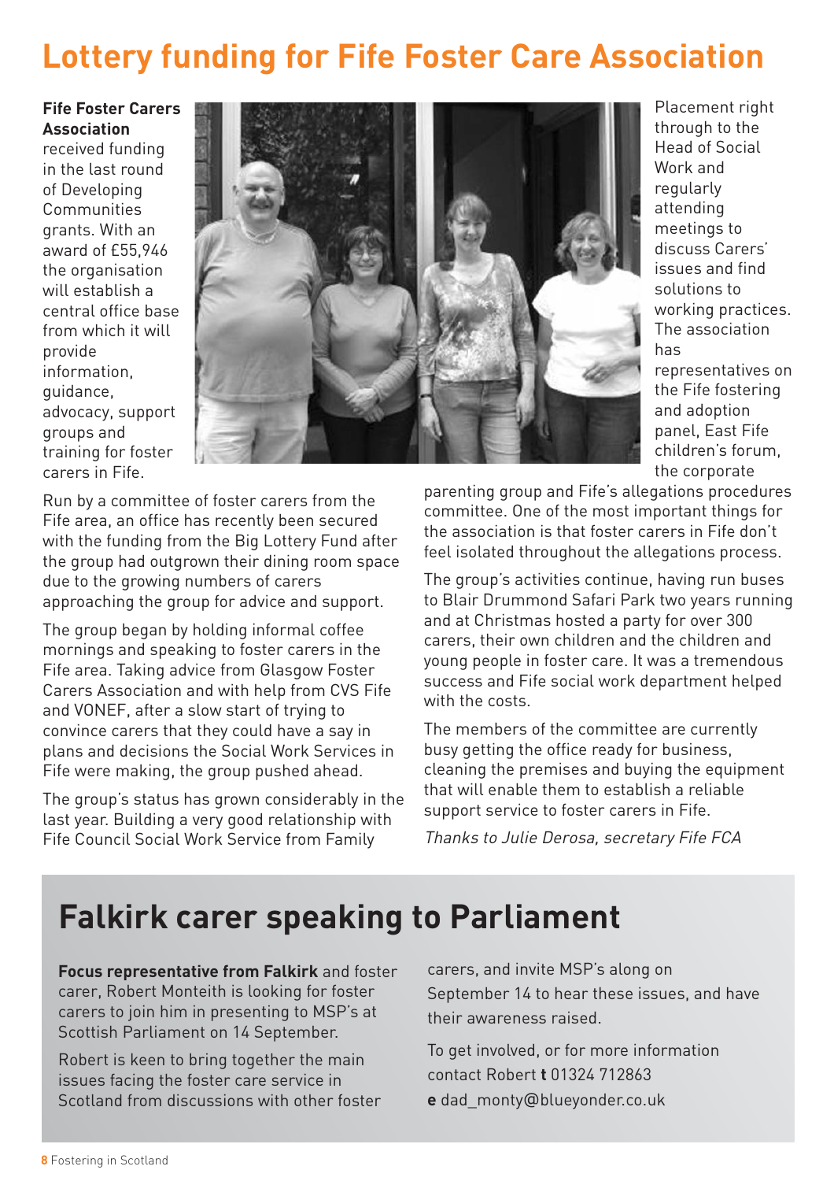# Lottery funding for Fife Foster Care Association

**Fife Foster Carers Association** received funding in the last round of Developing Communities grants. With an award of £55,946 the organisation will establish a central office base from which it will provide information, guidance, advocacy, support groups and training for foster carers in Fife.

Run by a committee of foster carers from the Fife area, an office has recently been secured with the funding from the Big Lottery Fund after the group had outgrown their dining room space due to the growing numbers of carers approaching the group for advice and support.

The group began by holding informal coffee mornings and speaking to foster carers in the Fife area. Taking advice from Glasgow Foster Carers Association and with help from CVS Fife and VONEF, after a slow start of trying to convince carers that they could have a say in plans and decisions the Social Work Services in Fife were making, the group pushed ahead.

The group's status has grown considerably in the last year. Building a very good relationship with Fife Council Social Work Service from Family Placement right through to the Head of Social Work and regularly attending meetings to discuss Carers' issues and find solutions to working practices. The association has representatives on the Fife fostering and adoption panel, East Fife children's forum, the corporate parenting group and Fife's allegations procedures committee. One of the most important things for the association is that foster carers in Fife don't feel isolated throughout the allegations process.

The group's activities continue, having run buses to Blair Drummond Safari Park two years running and at Christmas hosted a party for over 300 carers, their own children and the children and young people in foster care. It was a tremendous success and Fife social work department helped with the costs.

The members of the committee are currently busy getting the office ready for business, cleaning the premises and buying the equipment that will enable them to establish a reliable support service to foster carers in Fife.

*Thanks to Julie Derosa, secretary Fife FCA*

# Falkirk carer speaking to Parliament

**Focus representative from Falkirk** and foster carer, Robert Monteith is looking for foster carers to join him in presenting to MSP's at Scottish Parliament on 14 September.

Robert is keen to bring together the main issues facing the foster care service in Scotland from discussions with other foster carers, and invite MSP's along on September 14 to hear these issues, and have their awareness raised.

To get involved, or for more information contact Robert **t** 01324 712863
**e** dad_monty@blueyonder.co.uk